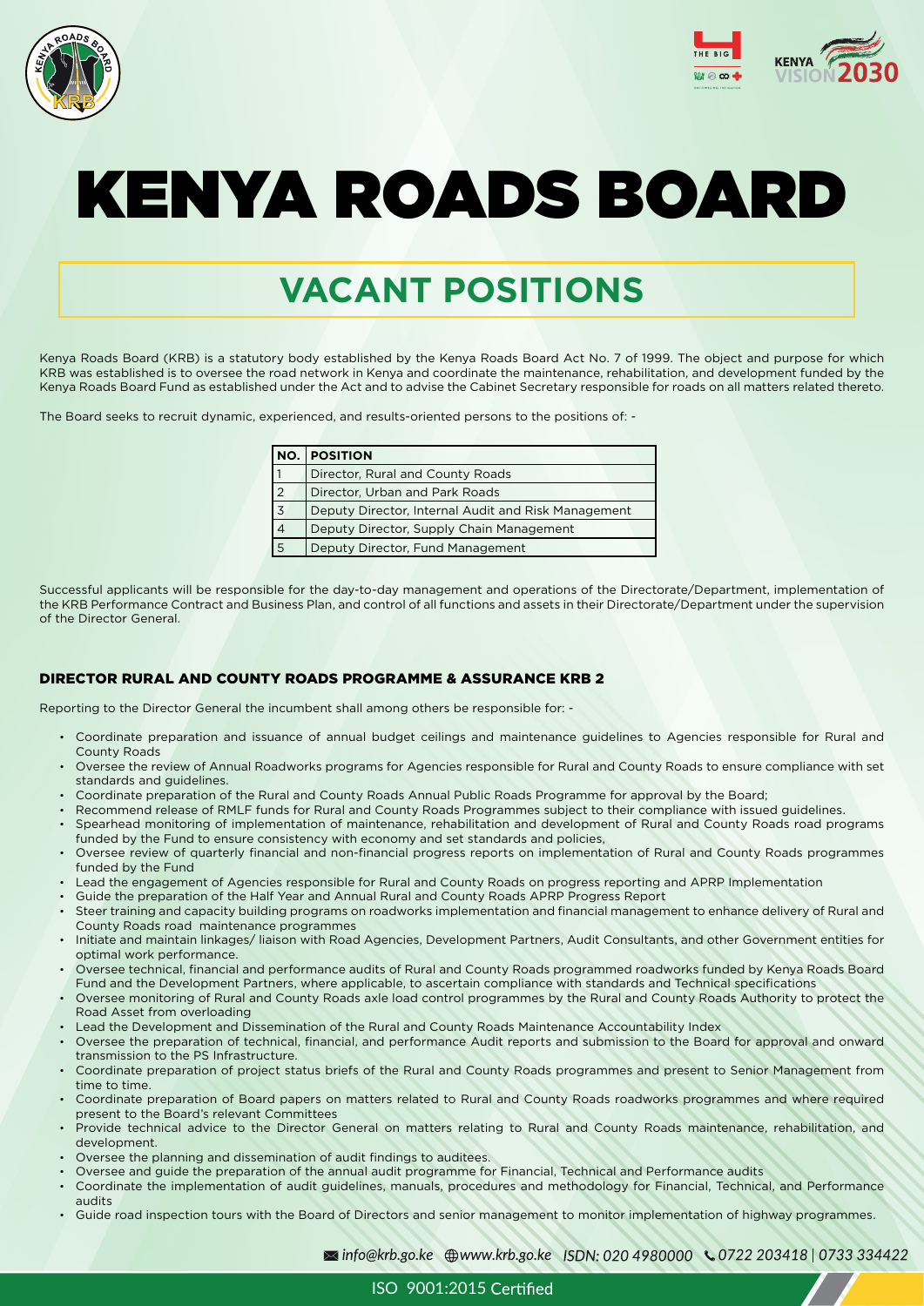# KENYA ROADS BOARD

## VACANT POSITIONS

Kenya Roads Board (KRB) is a statutory body established by the Kenya Roads Board Act No. 7 of 1999. The object and purpose for which KRB was established is to oversee the road network in Kenya and coordinate the maintenance, rehabilitation, and development funded by the Kenya Roads Board Fund as established under the Act and to advise the Cabinet Secretary responsible for roads on all matters related thereto.

The Board seeks to recruit dynamic, experienced, and results-oriented persons to the positions of: -

| NO. | POSITION |
|---|---|
| 1 | Director, Rural and County Roads |
| 2 | Director, Urban and Park Roads |
| 3 | Deputy Director, Internal Audit and Risk Management |
| 4 | Deputy Director, Supply Chain Management |
| 5 | Deputy Director, Fund Management |

Successful applicants will be responsible for the day-to-day management and operations of the Directorate/Department, implementation of the KRB Performance Contract and Business Plan, and control of all functions and assets in their Directorate/Department under the supervision of the Director General.

### DIRECTOR RURAL AND COUNTY ROADS PROGRAMME & ASSURANCE KRB 2

Reporting to the Director General the incumbent shall among others be responsible for: -

- Coordinate preparation and issuance of annual budget ceilings and maintenance guidelines to Agencies responsible for Rural and County Roads
- Oversee the review of Annual Roadworks programs for Agencies responsible for Rural and County Roads to ensure compliance with set standards and guidelines.
- Coordinate preparation of the Rural and County Roads Annual Public Roads Programme for approval by the Board;
- Recommend release of RMLF funds for Rural and County Roads Programmes subject to their compliance with issued guidelines.
- Spearhead monitoring of implementation of maintenance, rehabilitation and development of Rural and County Roads road programs funded by the Fund to ensure consistency with economy and set standards and policies,
- Oversee review of quarterly financial and non-financial progress reports on implementation of Rural and County Roads programmes funded by the Fund
- Lead the engagement of Agencies responsible for Rural and County Roads on progress reporting and APRP Implementation
- Guide the preparation of the Half Year and Annual Rural and County Roads APRP Progress Report
- Steer training and capacity building programs on roadworks implementation and financial management to enhance delivery of Rural and County Roads road maintenance programmes
- Initiate and maintain linkages/ liaison with Road Agencies, Development Partners, Audit Consultants, and other Government entities for optimal work performance.
- Oversee technical, financial and performance audits of Rural and County Roads programmed roadworks funded by Kenya Roads Board Fund and the Development Partners, where applicable, to ascertain compliance with standards and Technical specifications
- Oversee monitoring of Rural and County Roads axle load control programmes by the Rural and County Roads Authority to protect the Road Asset from overloading
- Lead the Development and Dissemination of the Rural and County Roads Maintenance Accountability Index
- Oversee the preparation of technical, financial, and performance Audit reports and submission to the Board for approval and onward transmission to the PS Infrastructure.
- Coordinate preparation of project status briefs of the Rural and County Roads programmes and present to Senior Management from time to time.
- Coordinate preparation of Board papers on matters related to Rural and County Roads roadworks programmes and where required present to the Board's relevant Committees
- Provide technical advice to the Director General on matters relating to Rural and County Roads maintenance, rehabilitation, and development.
- Oversee the planning and dissemination of audit findings to auditees.
- Oversee and guide the preparation of the annual audit programme for Financial, Technical and Performance audits
- Coordinate the implementation of audit guidelines, manuals, procedures and methodology for Financial, Technical, and Performance audits
- Guide road inspection tours with the Board of Directors and senior management to monitor implementation of highway programmes.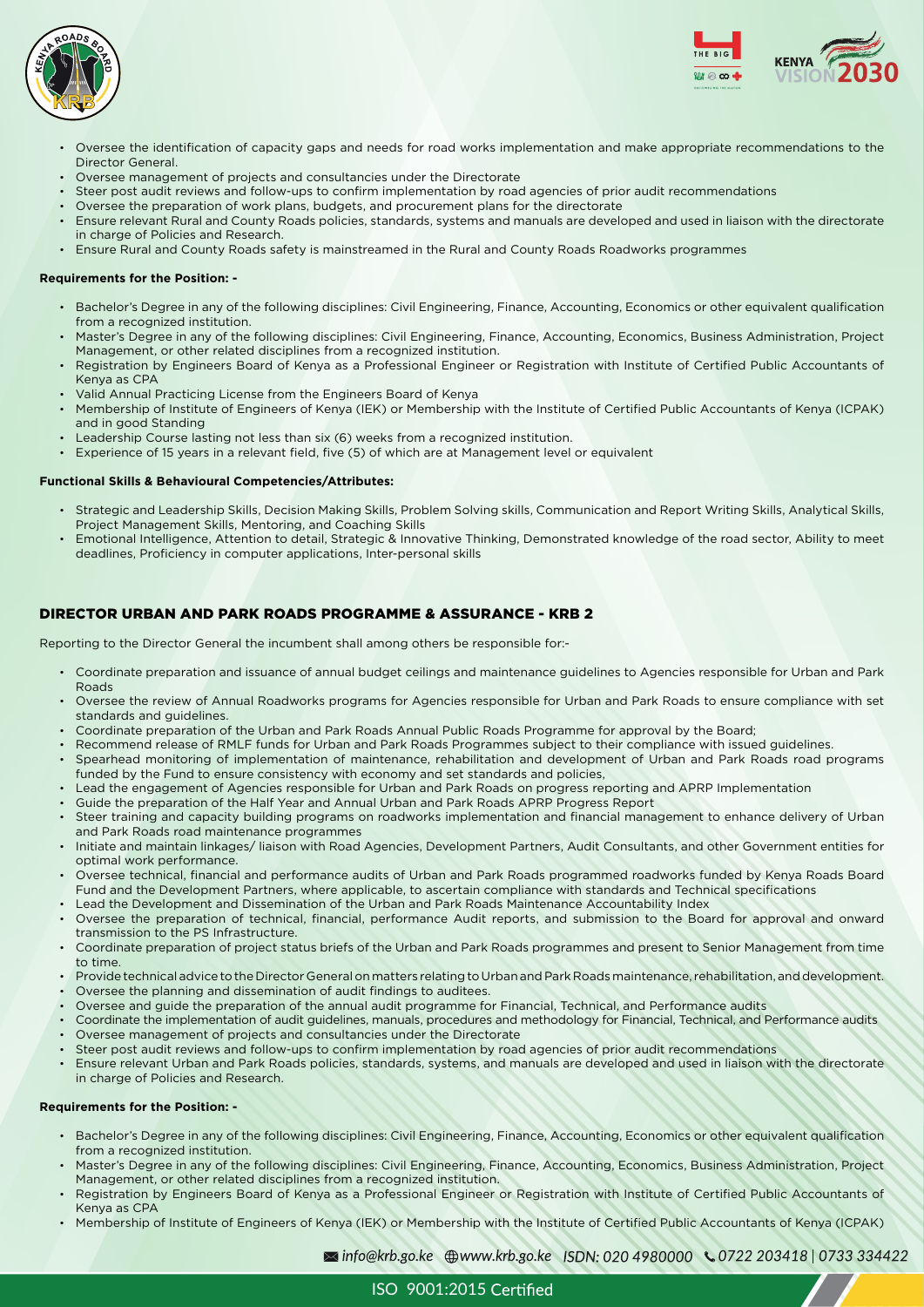- Oversee the identification of capacity gaps and needs for road works implementation and make appropriate recommendations to the Director General.
- Oversee management of projects and consultancies under the Directorate
- Steer post audit reviews and follow-ups to confirm implementation by road agencies of prior audit recommendations
- Oversee the preparation of work plans, budgets, and procurement plans for the directorate
- Ensure relevant Rural and County Roads policies, standards, systems and manuals are developed and used in liaison with the directorate in charge of Policies and Research.
- Ensure Rural and County Roads safety is mainstreamed in the Rural and County Roads Roadworks programmes

**Requirements for the Position: -**

- Bachelor's Degree in any of the following disciplines: Civil Engineering, Finance, Accounting, Economics or other equivalent qualification from a recognized institution.
- Master's Degree in any of the following disciplines: Civil Engineering, Finance, Accounting, Economics, Business Administration, Project Management, or other related disciplines from a recognized institution.
- Registration by Engineers Board of Kenya as a Professional Engineer or Registration with Institute of Certified Public Accountants of Kenya as CPA
- Valid Annual Practicing License from the Engineers Board of Kenya
- Membership of Institute of Engineers of Kenya (IEK) or Membership with the Institute of Certified Public Accountants of Kenya (ICPAK) and in good Standing
- Leadership Course lasting not less than six (6) weeks from a recognized institution.
- Experience of 15 years in a relevant field, five (5) of which are at Management level or equivalent

**Functional Skills & Behavioural Competencies/Attributes:**

- Strategic and Leadership Skills, Decision Making Skills, Problem Solving skills, Communication and Report Writing Skills, Analytical Skills, Project Management Skills, Mentoring, and Coaching Skills
- Emotional Intelligence, Attention to detail, Strategic & Innovative Thinking, Demonstrated knowledge of the road sector, Ability to meet deadlines, Proficiency in computer applications, Inter-personal skills

## DIRECTOR URBAN AND PARK ROADS PROGRAMME & ASSURANCE - KRB 2

Reporting to the Director General the incumbent shall among others be responsible for:-

- Coordinate preparation and issuance of annual budget ceilings and maintenance guidelines to Agencies responsible for Urban and Park Roads
- Oversee the review of Annual Roadworks programs for Agencies responsible for Urban and Park Roads to ensure compliance with set standards and guidelines.
- Coordinate preparation of the Urban and Park Roads Annual Public Roads Programme for approval by the Board;
- Recommend release of RMLF funds for Urban and Park Roads Programmes subject to their compliance with issued guidelines.
- Spearhead monitoring of implementation of maintenance, rehabilitation and development of Urban and Park Roads road programs funded by the Fund to ensure consistency with economy and set standards and policies,
- Lead the engagement of Agencies responsible for Urban and Park Roads on progress reporting and APRP Implementation
- Guide the preparation of the Half Year and Annual Urban and Park Roads APRP Progress Report
- Steer training and capacity building programs on roadworks implementation and financial management to enhance delivery of Urban and Park Roads road maintenance programmes
- Initiate and maintain linkages/ liaison with Road Agencies, Development Partners, Audit Consultants, and other Government entities for optimal work performance.
- Oversee technical, financial and performance audits of Urban and Park Roads programmed roadworks funded by Kenya Roads Board Fund and the Development Partners, where applicable, to ascertain compliance with standards and Technical specifications
- Lead the Development and Dissemination of the Urban and Park Roads Maintenance Accountability Index
- Oversee the preparation of technical, financial, performance Audit reports, and submission to the Board for approval and onward transmission to the PS Infrastructure.
- Coordinate preparation of project status briefs of the Urban and Park Roads programmes and present to Senior Management from time to time.
- Provide technical advice to the Director General on matters relating to Urban and Park Roads maintenance, rehabilitation, and development.
- Oversee the planning and dissemination of audit findings to auditees.
- Oversee and guide the preparation of the annual audit programme for Financial, Technical, and Performance audits
- Coordinate the implementation of audit guidelines, manuals, procedures and methodology for Financial, Technical, and Performance audits
- Oversee management of projects and consultancies under the Directorate
- Steer post audit reviews and follow-ups to confirm implementation by road agencies of prior audit recommendations
- Ensure relevant Urban and Park Roads policies, standards, systems, and manuals are developed and used in liaison with the directorate in charge of Policies and Research.

**Requirements for the Position: -**

- Bachelor's Degree in any of the following disciplines: Civil Engineering, Finance, Accounting, Economics or other equivalent qualification from a recognized institution.
- Master's Degree in any of the following disciplines: Civil Engineering, Finance, Accounting, Economics, Business Administration, Project Management, or other related disciplines from a recognized institution.
- Registration by Engineers Board of Kenya as a Professional Engineer or Registration with Institute of Certified Public Accountants of Kenya as CPA
- Membership of Institute of Engineers of Kenya (IEK) or Membership with the Institute of Certified Public Accountants of Kenya (ICPAK)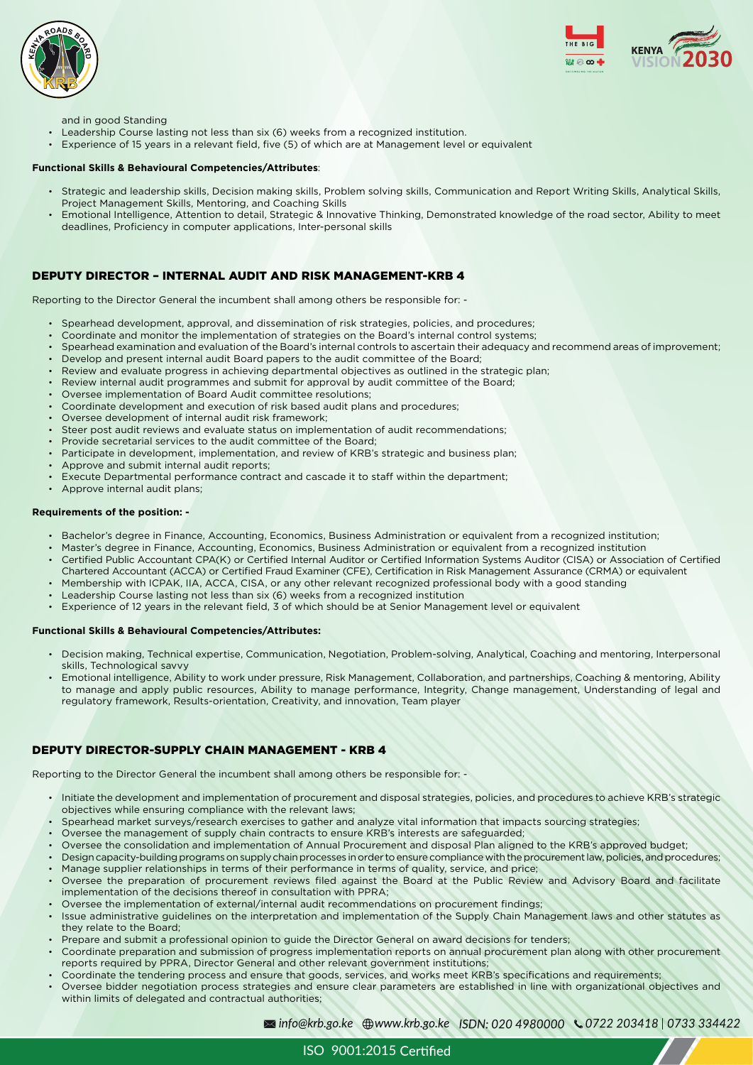and in good Standing

- Leadership Course lasting not less than six (6) weeks from a recognized institution.
- Experience of 15 years in a relevant field, five (5) of which are at Management level or equivalent

**Functional Skills & Behavioural Competencies/Attributes**:

- Strategic and leadership skills, Decision making skills, Problem solving skills, Communication and Report Writing Skills, Analytical Skills, Project Management Skills, Mentoring, and Coaching Skills
- Emotional Intelligence, Attention to detail, Strategic & Innovative Thinking, Demonstrated knowledge of the road sector, Ability to meet deadlines, Proficiency in computer applications, Inter-personal skills

## DEPUTY DIRECTOR – INTERNAL AUDIT AND RISK MANAGEMENT-KRB 4

Reporting to the Director General the incumbent shall among others be responsible for: -

- Spearhead development, approval, and dissemination of risk strategies, policies, and procedures;
- Coordinate and monitor the implementation of strategies on the Board's internal control systems;
- Spearhead examination and evaluation of the Board's internal controls to ascertain their adequacy and recommend areas of improvement;
- Develop and present internal audit Board papers to the audit committee of the Board;
- Review and evaluate progress in achieving departmental objectives as outlined in the strategic plan;
- Review internal audit programmes and submit for approval by audit committee of the Board;
- Oversee implementation of Board Audit committee resolutions;
- Coordinate development and execution of risk based audit plans and procedures;
- Oversee development of internal audit risk framework;
- Steer post audit reviews and evaluate status on implementation of audit recommendations;
- Provide secretarial services to the audit committee of the Board;
- Participate in development, implementation, and review of KRB's strategic and business plan;
- Approve and submit internal audit reports;
- Execute Departmental performance contract and cascade it to staff within the department;
- Approve internal audit plans;

**Requirements of the position: -**

- Bachelor's degree in Finance, Accounting, Economics, Business Administration or equivalent from a recognized institution;
- Master's degree in Finance, Accounting, Economics, Business Administration or equivalent from a recognized institution
- Certified Public Accountant CPA(K) or Certified Internal Auditor or Certified Information Systems Auditor (CISA) or Association of Certified Chartered Accountant (ACCA) or Certified Fraud Examiner (CFE), Certification in Risk Management Assurance (CRMA) or equivalent
- Membership with ICPAK, IIA, ACCA, CISA, or any other relevant recognized professional body with a good standing
- Leadership Course lasting not less than six (6) weeks from a recognized institution
- Experience of 12 years in the relevant field, 3 of which should be at Senior Management level or equivalent

**Functional Skills & Behavioural Competencies/Attributes:**

- Decision making, Technical expertise, Communication, Negotiation, Problem-solving, Analytical, Coaching and mentoring, Interpersonal skills, Technological savvy
- Emotional intelligence, Ability to work under pressure, Risk Management, Collaboration, and partnerships, Coaching & mentoring, Ability to manage and apply public resources, Ability to manage performance, Integrity, Change management, Understanding of legal and regulatory framework, Results-orientation, Creativity, and innovation, Team player

## DEPUTY DIRECTOR-SUPPLY CHAIN MANAGEMENT - KRB 4

Reporting to the Director General the incumbent shall among others be responsible for: -

- Initiate the development and implementation of procurement and disposal strategies, policies, and procedures to achieve KRB's strategic objectives while ensuring compliance with the relevant laws;
- Spearhead market surveys/research exercises to gather and analyze vital information that impacts sourcing strategies;
- Oversee the management of supply chain contracts to ensure KRB's interests are safeguarded;
- Oversee the consolidation and implementation of Annual Procurement and disposal Plan aligned to the KRB's approved budget;
- Design capacity-building programs on supply chain processes in order to ensure compliance with the procurement law, policies, and procedures;
- Manage supplier relationships in terms of their performance in terms of quality, service, and price;
- Oversee the preparation of procurement reviews filed against the Board at the Public Review and Advisory Board and facilitate implementation of the decisions thereof in consultation with PPRA;
- Oversee the implementation of external/internal audit recommendations on procurement findings;
- Issue administrative guidelines on the interpretation and implementation of the Supply Chain Management laws and other statutes as they relate to the Board;
- Prepare and submit a professional opinion to guide the Director General on award decisions for tenders;
- Coordinate preparation and submission of progress implementation reports on annual procurement plan along with other procurement reports required by PPRA, Director General and other relevant government institutions;
- Coordinate the tendering process and ensure that goods, services, and works meet KRB's specifications and requirements;
- Oversee bidder negotiation process strategies and ensure clear parameters are established in line with organizational objectives and within limits of delegated and contractual authorities;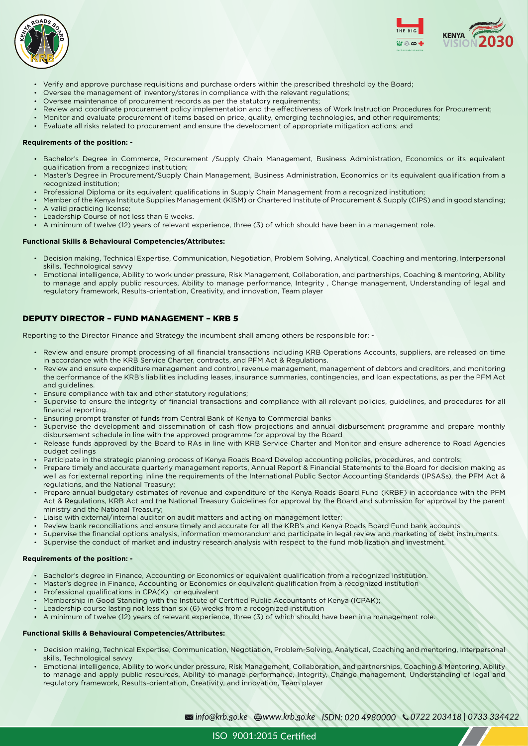- Verify and approve purchase requisitions and purchase orders within the prescribed threshold by the Board;
- Oversee the management of inventory/stores in compliance with the relevant regulations;
- Oversee maintenance of procurement records as per the statutory requirements;
- Review and coordinate procurement policy implementation and the effectiveness of Work Instruction Procedures for Procurement;
- Monitor and evaluate procurement of items based on price, quality, emerging technologies, and other requirements;
- Evaluate all risks related to procurement and ensure the development of appropriate mitigation actions; and

**Requirements of the position: -**

- Bachelor's Degree in Commerce, Procurement /Supply Chain Management, Business Administration, Economics or its equivalent qualification from a recognized institution;
- Master's Degree in Procurement/Supply Chain Management, Business Administration, Economics or its equivalent qualification from a recognized institution;
- Professional Diploma or its equivalent qualifications in Supply Chain Management from a recognized institution;
- Member of the Kenya Institute Supplies Management (KISM) or Chartered Institute of Procurement & Supply (CIPS) and in good standing;
- A valid practicing license;
- Leadership Course of not less than 6 weeks.
- A minimum of twelve (12) years of relevant experience, three (3) of which should have been in a management role.

**Functional Skills & Behavioural Competencies/Attributes:**

- Decision making, Technical Expertise, Communication, Negotiation, Problem Solving, Analytical, Coaching and mentoring, Interpersonal skills, Technological savvy
- Emotional intelligence, Ability to work under pressure, Risk Management, Collaboration, and partnerships, Coaching & mentoring, Ability to manage and apply public resources, Ability to manage performance, Integrity , Change management, Understanding of legal and regulatory framework, Results-orientation, Creativity, and innovation, Team player

## DEPUTY DIRECTOR – FUND MANAGEMENT – KRB 5

Reporting to the Director Finance and Strategy the incumbent shall among others be responsible for: -

- Review and ensure prompt processing of all financial transactions including KRB Operations Accounts, suppliers, are released on time in accordance with the KRB Service Charter, contracts, and PFM Act & Regulations.
- Review and ensure expenditure management and control, revenue management, management of debtors and creditors, and monitoring the performance of the KRB's liabilities including leases, insurance summaries, contingencies, and loan expectations, as per the PFM Act and guidelines.
- Ensure compliance with tax and other statutory regulations;
- Supervise to ensure the integrity of financial transactions and compliance with all relevant policies, guidelines, and procedures for all financial reporting.
- Ensuring prompt transfer of funds from Central Bank of Kenya to Commercial banks
- Supervise the development and dissemination of cash flow projections and annual disbursement programme and prepare monthly disbursement schedule in line with the approved programme for approval by the Board
- Release funds approved by the Board to RAs in line with KRB Service Charter and Monitor and ensure adherence to Road Agencies budget ceilings
- Participate in the strategic planning process of Kenya Roads Board Develop accounting policies, procedures, and controls;
- Prepare timely and accurate quarterly management reports, Annual Report & Financial Statements to the Board for decision making as well as for external reporting inline the requirements of the International Public Sector Accounting Standards (IPSASs), the PFM Act & regulations, and the National Treasury;
- Prepare annual budgetary estimates of revenue and expenditure of the Kenya Roads Board Fund (KRBF) in accordance with the PFM Act & Regulations, KRB Act and the National Treasury Guidelines for approval by the Board and submission for approval by the parent ministry and the National Treasury;
- Liaise with external/internal auditor on audit matters and acting on management letter;
- Review bank reconciliations and ensure timely and accurate for all the KRB's and Kenya Roads Board Fund bank accounts
- Supervise the financial options analysis, information memorandum and participate in legal review and marketing of debt instruments.
- Supervise the conduct of market and industry research analysis with respect to the fund mobilization and investment.

**Requirements of the position: -**

- Bachelor's degree in Finance, Accounting or Economics or equivalent qualification from a recognized institution.
- Master's degree in Finance, Accounting or Economics or equivalent qualification from a recognized institution
- Professional qualifications in CPA(K), or equivalent
- Membership in Good Standing with the Institute of Certified Public Accountants of Kenya (ICPAK);
- Leadership course lasting not less than six (6) weeks from a recognized institution
- A minimum of twelve (12) years of relevant experience, three (3) of which should have been in a management role.

**Functional Skills & Behavioural Competencies/Attributes:**

- Decision making, Technical Expertise, Communication, Negotiation, Problem-Solving, Analytical, Coaching and mentoring, Interpersonal skills, Technological savvy
- Emotional intelligence, Ability to work under pressure, Risk Management, Collaboration, and partnerships, Coaching & Mentoring, Ability to manage and apply public resources, Ability to manage performance, Integrity, Change management, Understanding of legal and regulatory framework, Results-orientation, Creativity, and innovation, Team player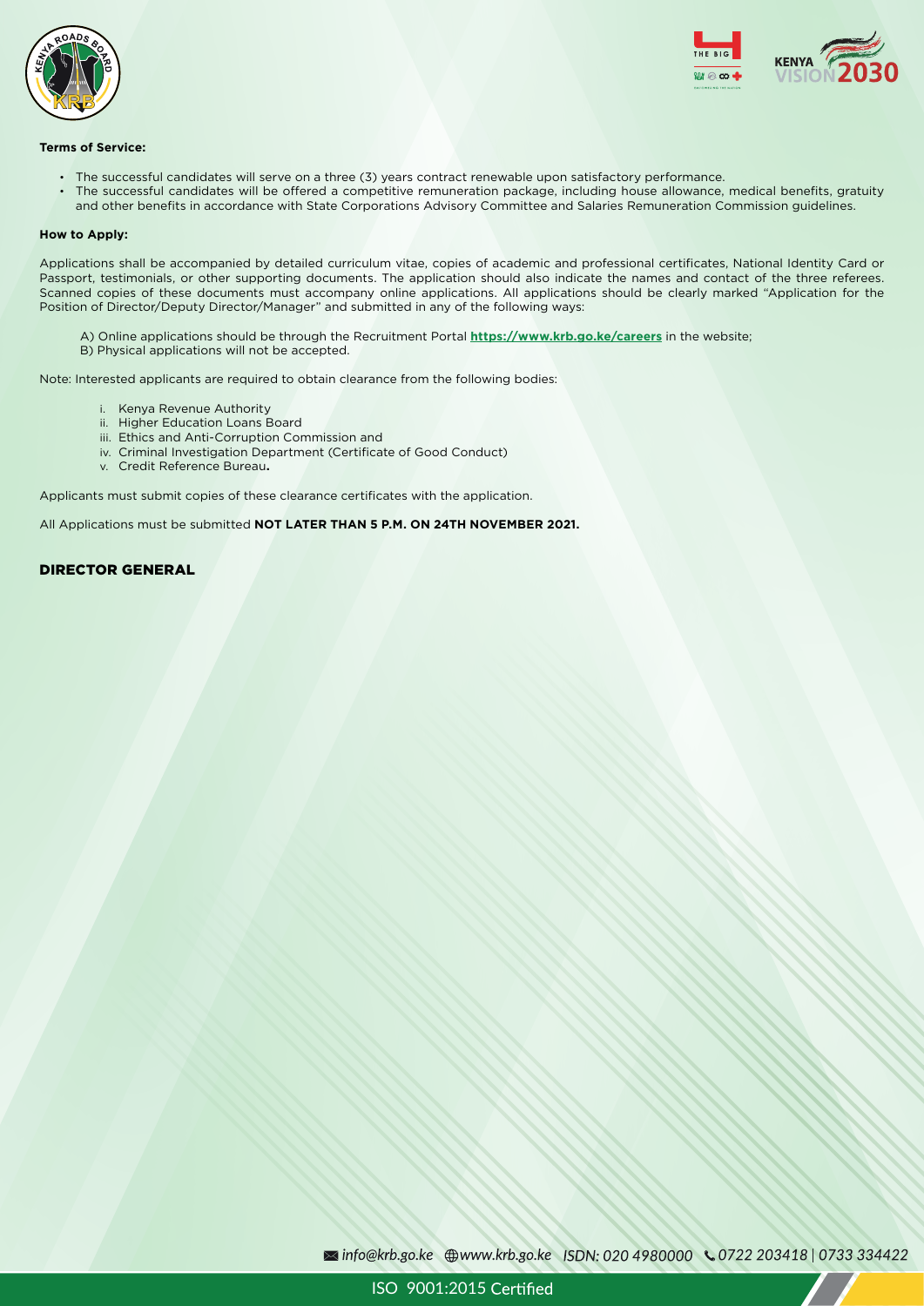**Terms of Service:**

- The successful candidates will serve on a three (3) years contract renewable upon satisfactory performance.
- The successful candidates will be offered a competitive remuneration package, including house allowance, medical benefits, gratuity and other benefits in accordance with State Corporations Advisory Committee and Salaries Remuneration Commission guidelines.

**How to Apply:**

Applications shall be accompanied by detailed curriculum vitae, copies of academic and professional certificates, National Identity Card or Passport, testimonials, or other supporting documents. The application should also indicate the names and contact of the three referees. Scanned copies of these documents must accompany online applications. All applications should be clearly marked "Application for the Position of Director/Deputy Director/Manager" and submitted in any of the following ways:

A) Online applications should be through the Recruitment Portal **https://www.krb.go.ke/careers** in the website;
B) Physical applications will not be accepted.

Note: Interested applicants are required to obtain clearance from the following bodies:

i. Kenya Revenue Authority
ii. Higher Education Loans Board
iii. Ethics and Anti-Corruption Commission and
iv. Criminal Investigation Department (Certificate of Good Conduct)
v. Credit Reference Bureau**.**

Applicants must submit copies of these clearance certificates with the application.

All Applications must be submitted **NOT LATER THAN 5 P.M. ON 24TH NOVEMBER 2021.**

**DIRECTOR GENERAL**

info@krb.go.ke www.krb.go.ke ISDN: 020 4980000 0722 203418 | 0733 334422

ISO 9001:2015 Certified